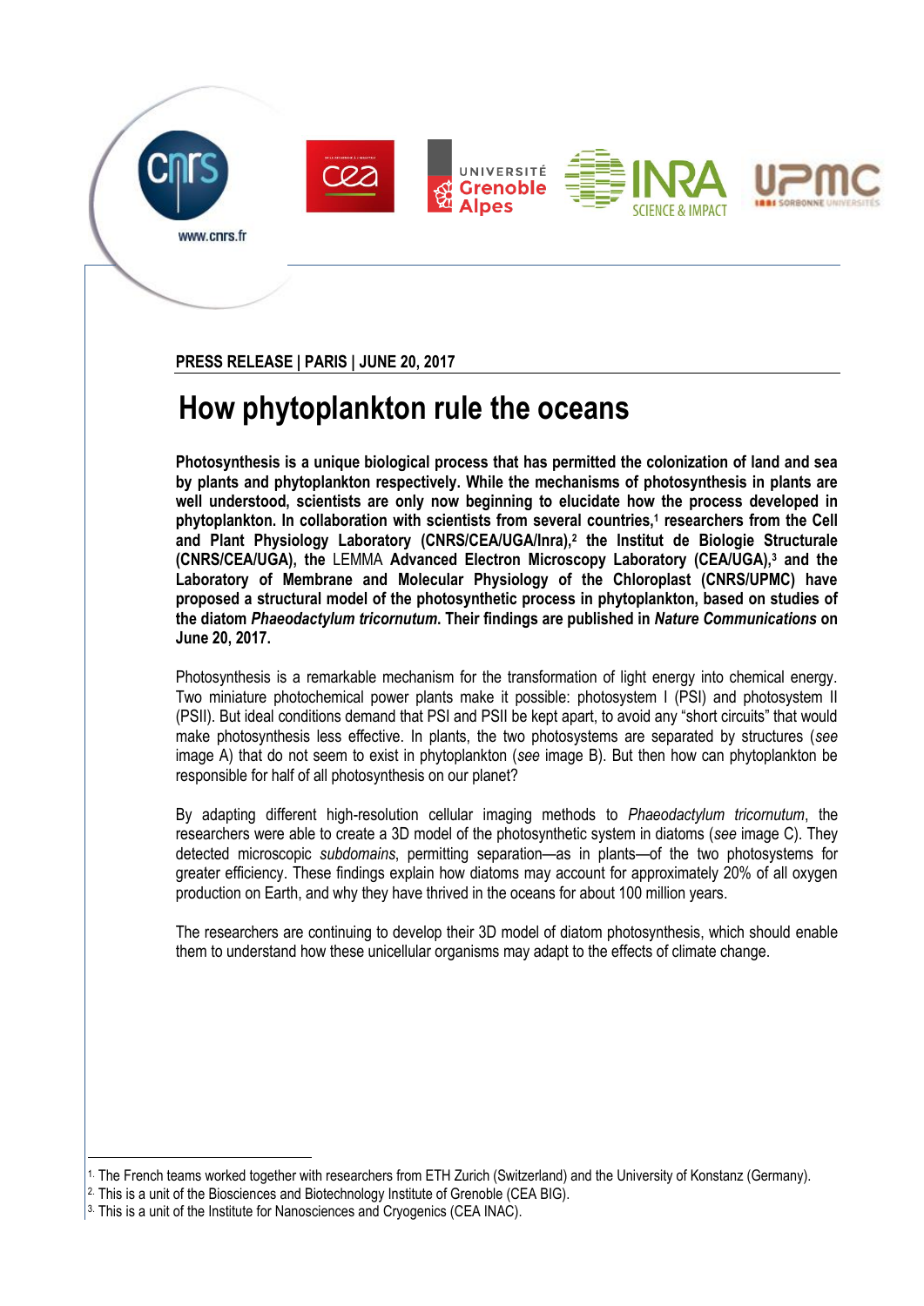PRESS RELEASE | PARIS | JUNE 20, 2017

# How phytoplankton rule the oceans

**Photosynthesis is a unique biological process that has permitted the colonization of land and sea by plants and phytoplankton respectively. While the mechanisms of photosynthesis in plants are well understood, scientists are only now beginning to elucidate how the process developed in phytoplankton. In collaboration with scientists from several countries,[1] researchers from the Cell and Plant Physiology Laboratory (CNRS/CEA/UGA/Inra),[2] the Institut de Biologie Structurale (CNRS/CEA/UGA), the** LEMMA **Advanced Electron Microscopy Laboratory (CEA/UGA),[3] and the Laboratory of Membrane and Molecular Physiology of the Chloroplast (CNRS/UPMC) have proposed a structural model of the photosynthetic process in phytoplankton, based on studies of the diatom *Phaeodactylum tricornutum*. Their findings are published in *Nature Communications* on June 20, 2017.**

Photosynthesis is a remarkable mechanism for the transformation of light energy into chemical energy. Two miniature photochemical power plants make it possible: photosystem I (PSI) and photosystem II (PSII). But ideal conditions demand that PSI and PSII be kept apart, to avoid any "short circuits" that would make photosynthesis less effective. In plants, the two photosystems are separated by structures (*see* image A) that do not seem to exist in phytoplankton (*see* image B). But then how can phytoplankton be responsible for half of all photosynthesis on our planet?

By adapting different high-resolution cellular imaging methods to *Phaeodactylum tricornutum*, the researchers were able to create a 3D model of the photosynthetic system in diatoms (*see* image C). They detected microscopic *subdomains*, permitting separation—as in plants—of the two photosystems for greater efficiency. These findings explain how diatoms may account for approximately 20% of all oxygen production on Earth, and why they have thrived in the oceans for about 100 million years.

The researchers are continuing to develop their 3D model of diatom photosynthesis, which should enable them to understand how these unicellular organisms may adapt to the effects of climate change.

---

[1] The French teams worked together with researchers from ETH Zurich (Switzerland) and the University of Konstanz (Germany).

[2] This is a unit of the Biosciences and Biotechnology Institute of Grenoble (CEA BIG).

[3] This is a unit of the Institute for Nanosciences and Cryogenics (CEA INAC).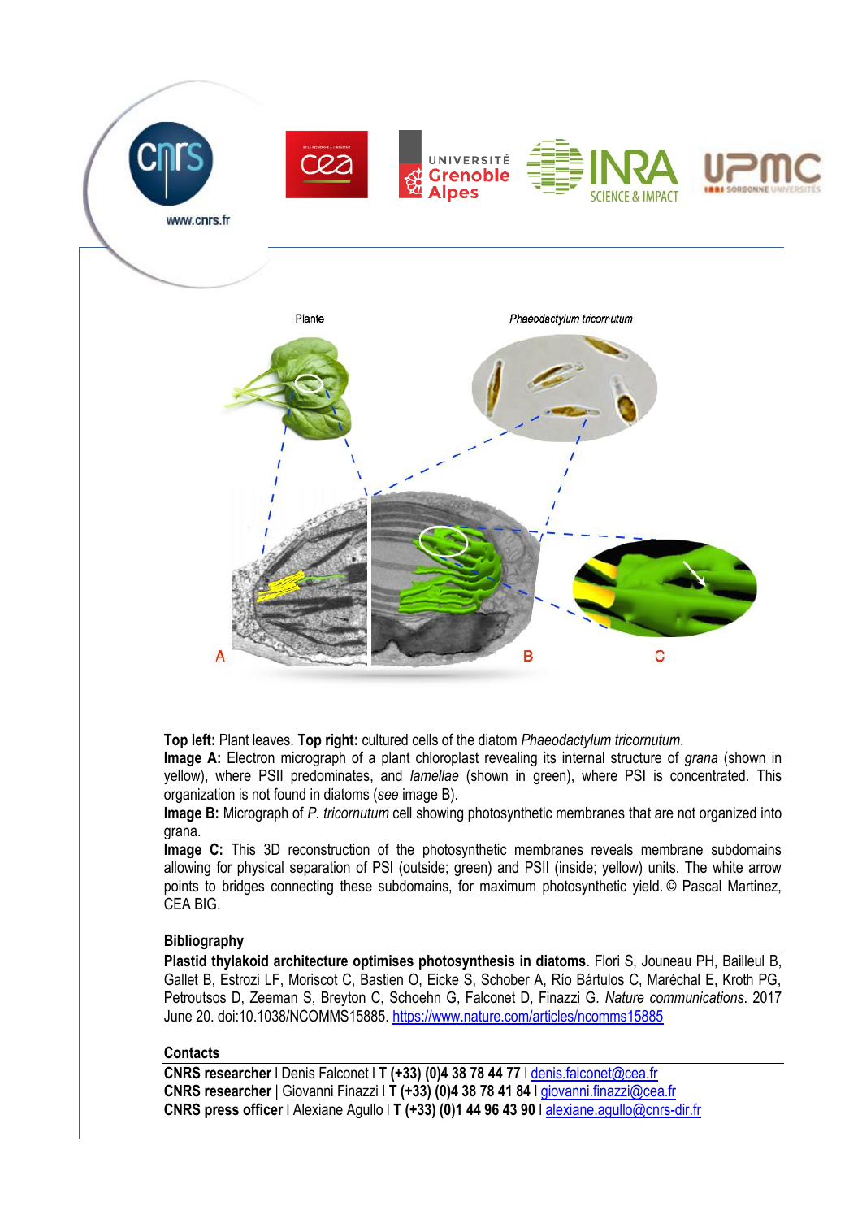**Top left:** Plant leaves. **Top right:** cultured cells of the diatom *Phaeodactylum tricornutum*.
**Image A:** Electron micrograph of a plant chloroplast revealing its internal structure of *grana* (shown in yellow), where PSII predominates, and *lamellae* (shown in green), where PSI is concentrated. This organization is not found in diatoms (*see* image B).
**Image B:** Micrograph of *P. tricornutum* cell showing photosynthetic membranes that are not organized into grana.
**Image C:** This 3D reconstruction of the photosynthetic membranes reveals membrane subdomains allowing for physical separation of PSI (outside; green) and PSII (inside; yellow) units. The white arrow points to bridges connecting these subdomains, for maximum photosynthetic yield. © Pascal Martinez, CEA BIG.

## Bibliography

**Plastid thylakoid architecture optimises photosynthesis in diatoms**. Flori S, Jouneau PH, Bailleul B, Gallet B, Estrozi LF, Moriscot C, Bastien O, Eicke S, Schober A, Río Bártulos C, Maréchal E, Kroth PG, Petroutsos D, Zeeman S, Breyton C, Schoehn G, Falconet D, Finazzi G. *Nature communications*. 2017 June 20. doi:10.1038/NCOMMS15885. https://www.nature.com/articles/ncomms15885

## Contacts

**CNRS researcher** I Denis Falconet I **T (+33) (0)4 38 78 44 77** I denis.falconet@cea.fr
**CNRS researcher** | Giovanni Finazzi I **T (+33) (0)4 38 78 41 84** I giovanni.finazzi@cea.fr
**CNRS press officer** I Alexiane Agullo I **T (+33) (0)1 44 96 43 90** I alexiane.agullo@cnrs-dir.fr